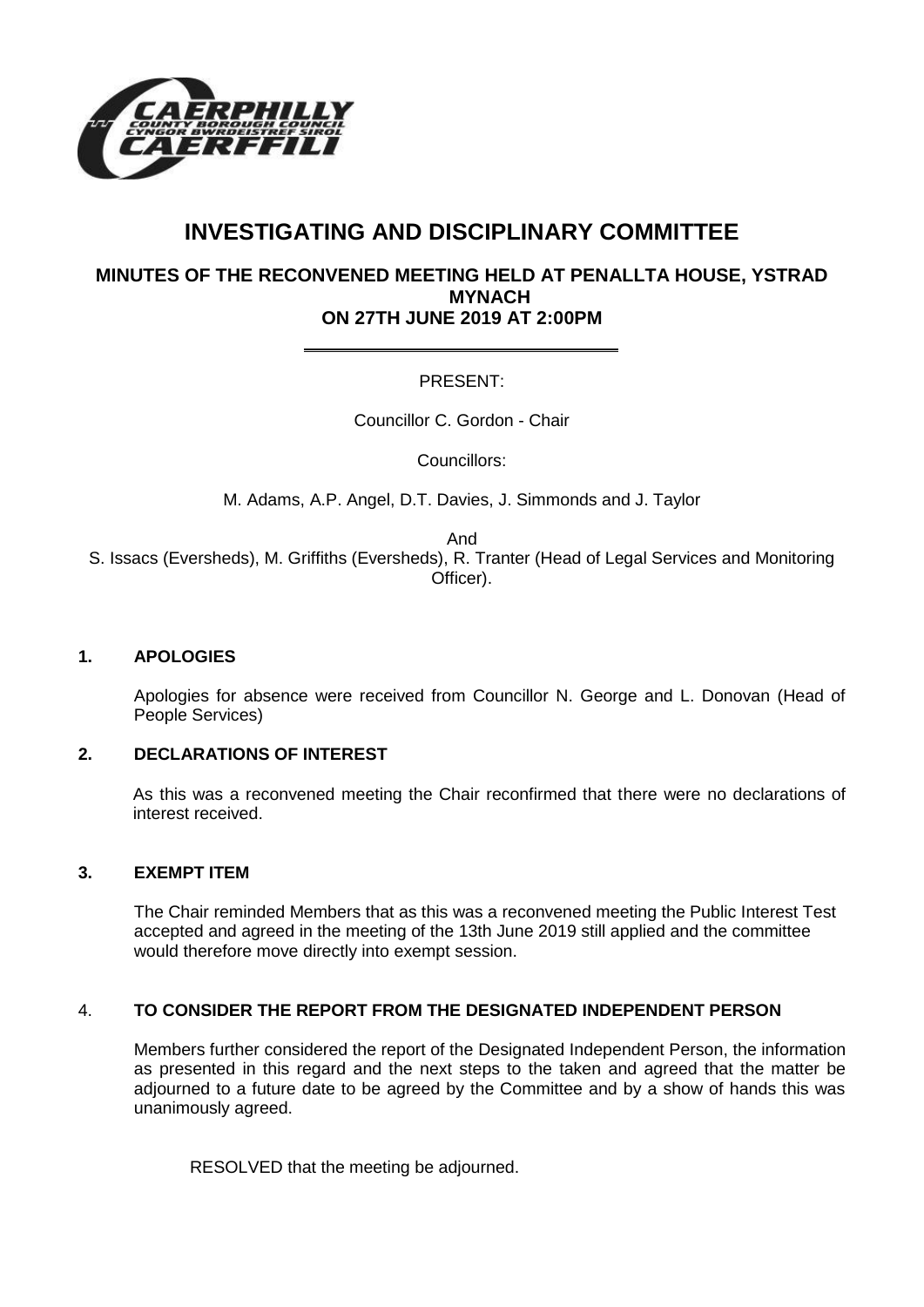# INVESTIGATING AND DISCIPLINARY COMMITTEE

## MINUTES OF THE RECONVENED MEETING HELD AT PENALLTA HOUSE, YSTRAD MYNACH ON 27TH JUNE 2019 AT 2:00PM

PRESENT:

Councillor C. Gordon - Chair

Councillors:

M. Adams, A.P. Angel, D.T. Davies, J. Simmonds and J. Taylor

And

S. Issacs (Eversheds), M. Griffiths (Eversheds), R. Tranter (Head of Legal Services and Monitoring Officer).

### 1. APOLOGIES

Apologies for absence were received from Councillor N. George and L. Donovan (Head of People Services)

### 2. DECLARATIONS OF INTEREST

As this was a reconvened meeting the Chair reconfirmed that there were no declarations of interest received.

### 3. EXEMPT ITEM

The Chair reminded Members that as this was a reconvened meeting the Public Interest Test accepted and agreed in the meeting of the 13th June 2019 still applied and the committee would therefore move directly into exempt session.

### 4. TO CONSIDER THE REPORT FROM THE DESIGNATED INDEPENDENT PERSON

Members further considered the report of the Designated Independent Person, the information as presented in this regard and the next steps to the taken and agreed that the matter be adjourned to a future date to be agreed by the Committee and by a show of hands this was unanimously agreed.

RESOLVED that the meeting be adjourned.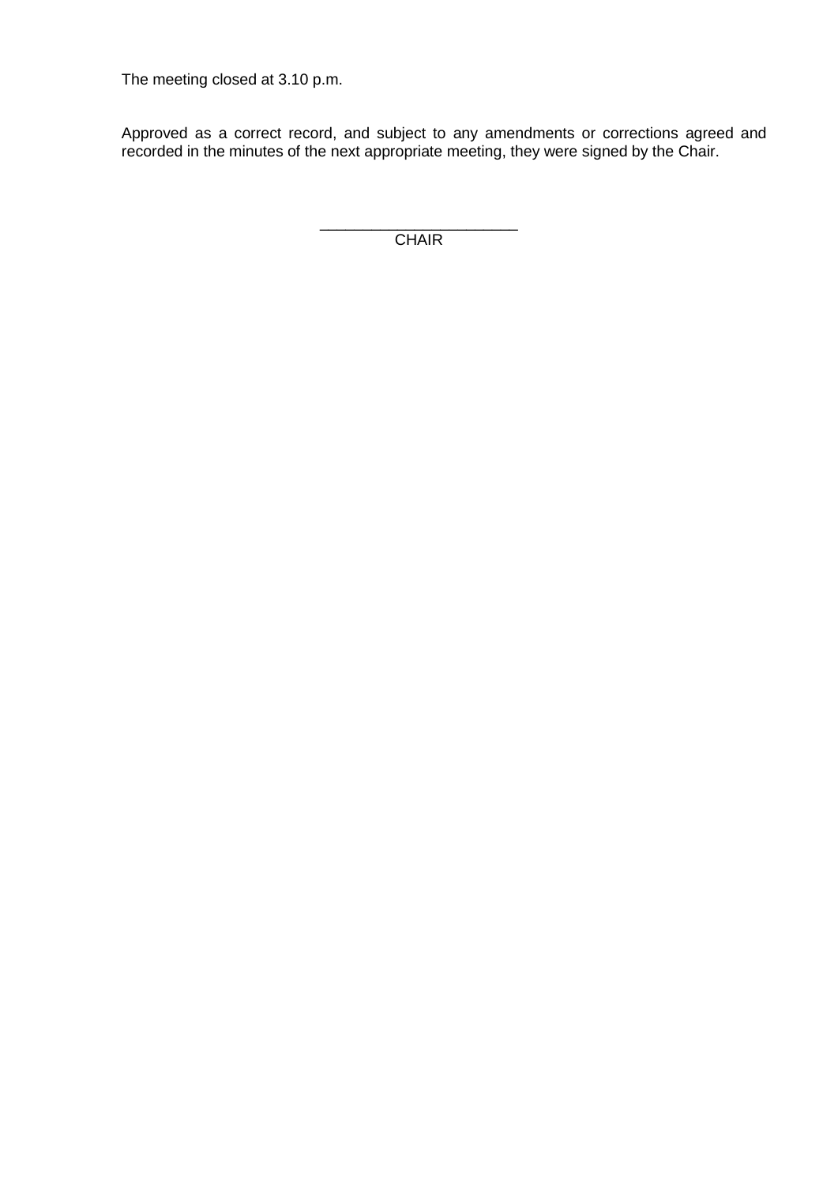The meeting closed at 3.10 p.m.

Approved as a correct record, and subject to any amendments or corrections agreed and recorded in the minutes of the next appropriate meeting, they were signed by the Chair.

\_\_\_\_\_\_\_\_\_\_\_\_\_\_\_\_\_\_\_\_\_\_\_

CHAIR